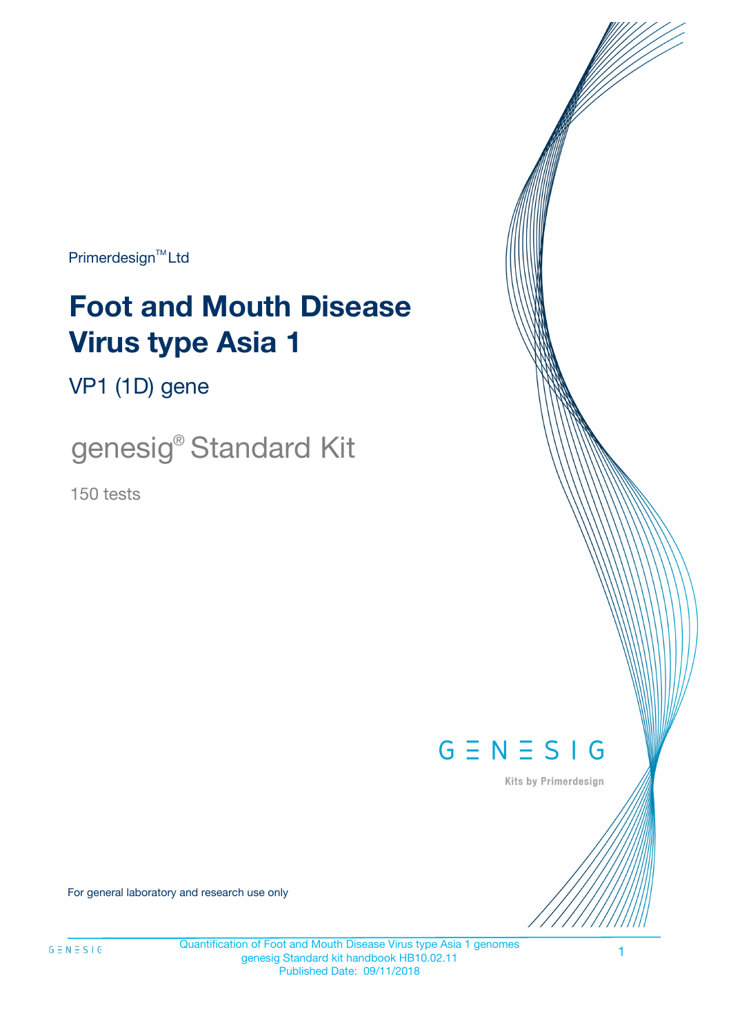Primerdesign™ Ltd

# Foot and Mouth Disease Virus type Asia 1

VP1 (1D) gene

## genesig® Standard Kit

150 tests

GENESIG

Kits by Primerdesign

For general laboratory and research use only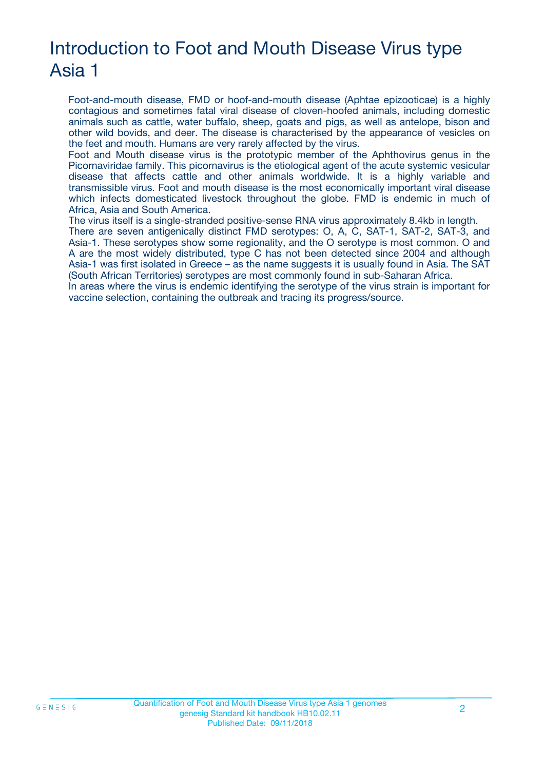# Introduction to Foot and Mouth Disease Virus type Asia 1

Foot-and-mouth disease, FMD or hoof-and-mouth disease (Aphtae epizooticae) is a highly contagious and sometimes fatal viral disease of cloven-hoofed animals, including domestic animals such as cattle, water buffalo, sheep, goats and pigs, as well as antelope, bison and other wild bovids, and deer. The disease is characterised by the appearance of vesicles on the feet and mouth. Humans are very rarely affected by the virus.

Foot and Mouth disease virus is the prototypic member of the Aphthovirus genus in the Picornaviridae family. This picornavirus is the etiological agent of the acute systemic vesicular disease that affects cattle and other animals worldwide. It is a highly variable and transmissible virus. Foot and mouth disease is the most economically important viral disease which infects domesticated livestock throughout the globe. FMD is endemic in much of Africa, Asia and South America.

The virus itself is a single-stranded positive-sense RNA virus approximately 8.4kb in length.

There are seven antigenically distinct FMD serotypes: O, A, C, SAT-1, SAT-2, SAT-3, and Asia-1. These serotypes show some regionality, and the O serotype is most common. O and A are the most widely distributed, type C has not been detected since 2004 and although Asia-1 was first isolated in Greece – as the name suggests it is usually found in Asia. The SAT (South African Territories) serotypes are most commonly found in sub-Saharan Africa.

In areas where the virus is endemic identifying the serotype of the virus strain is important for vaccine selection, containing the outbreak and tracing its progress/source.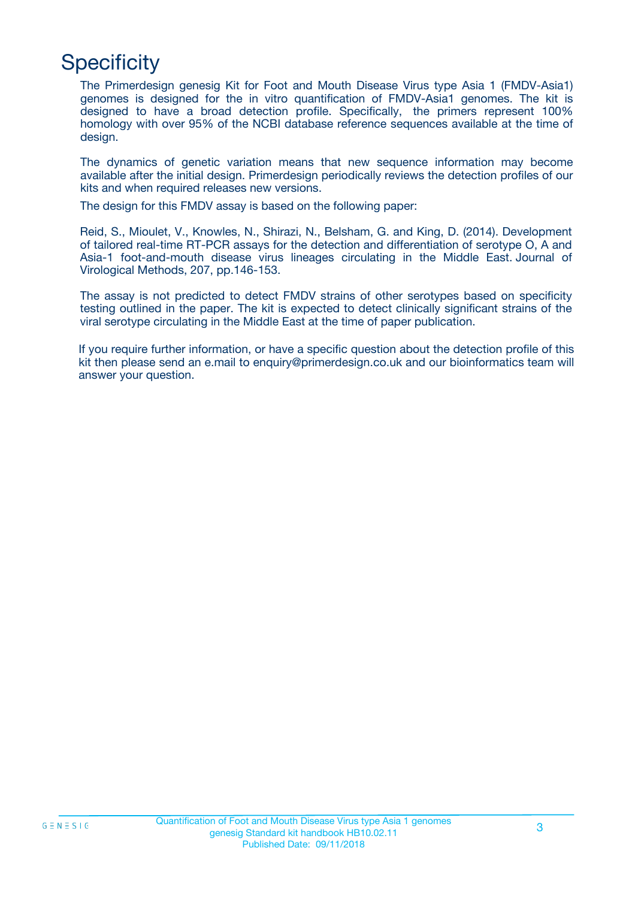# Specificity

The Primerdesign genesig Kit for Foot and Mouth Disease Virus type Asia 1 (FMDV-Asia1) genomes is designed for the in vitro quantification of FMDV-Asia1 genomes. The kit is designed to have a broad detection profile. Specifically, the primers represent 100% homology with over 95% of the NCBI database reference sequences available at the time of design.

The dynamics of genetic variation means that new sequence information may become available after the initial design. Primerdesign periodically reviews the detection profiles of our kits and when required releases new versions.

The design for this FMDV assay is based on the following paper:

Reid, S., Mioulet, V., Knowles, N., Shirazi, N., Belsham, G. and King, D. (2014). Development of tailored real-time RT-PCR assays for the detection and differentiation of serotype O, A and Asia-1 foot-and-mouth disease virus lineages circulating in the Middle East. Journal of Virological Methods, 207, pp.146-153.

The assay is not predicted to detect FMDV strains of other serotypes based on specificity testing outlined in the paper. The kit is expected to detect clinically significant strains of the viral serotype circulating in the Middle East at the time of paper publication.

If you require further information, or have a specific question about the detection profile of this kit then please send an e.mail to enquiry@primerdesign.co.uk and our bioinformatics team will answer your question.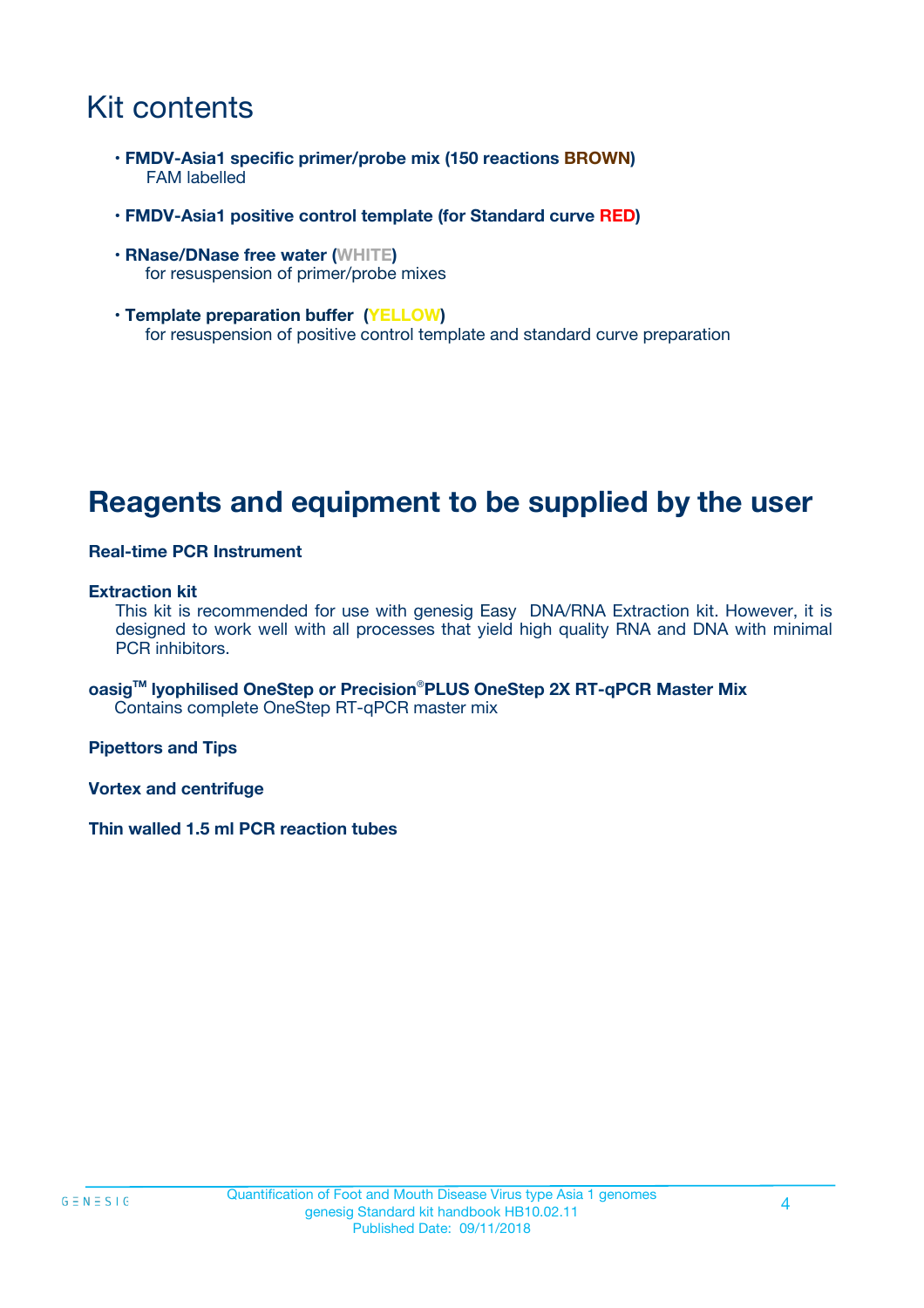# Kit contents

- **FMDV-Asia1 specific primer/probe mix (150 reactions BROWN)**
  FAM labelled
- **FMDV-Asia1 positive control template (for Standard curve RED)**
- **RNase/DNase free water (WHITE)**
  for resuspension of primer/probe mixes
- **Template preparation buffer (YELLOW)**
  for resuspension of positive control template and standard curve preparation

# Reagents and equipment to be supplied by the user

**Real-time PCR Instrument**

**Extraction kit**
This kit is recommended for use with genesig Easy DNA/RNA Extraction kit. However, it is designed to work well with all processes that yield high quality RNA and DNA with minimal PCR inhibitors.

**oasig™ lyophilised OneStep or Precision®PLUS OneStep 2X RT-qPCR Master Mix**
Contains complete OneStep RT-qPCR master mix

**Pipettors and Tips**

**Vortex and centrifuge**

**Thin walled 1.5 ml PCR reaction tubes**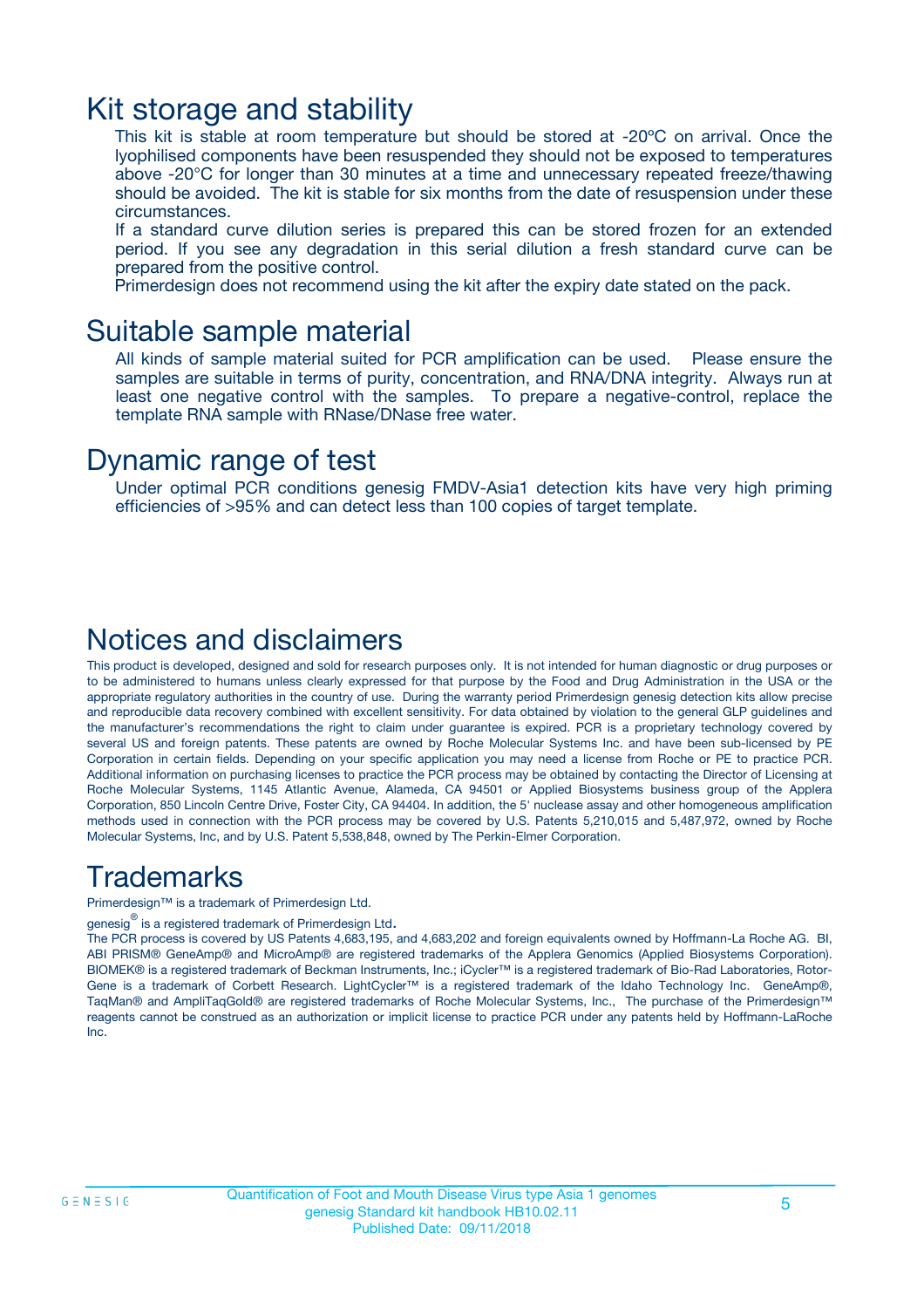# Kit storage and stability

This kit is stable at room temperature but should be stored at -20ºC on arrival. Once the lyophilised components have been resuspended they should not be exposed to temperatures above -20°C for longer than 30 minutes at a time and unnecessary repeated freeze/thawing should be avoided. The kit is stable for six months from the date of resuspension under these circumstances.

If a standard curve dilution series is prepared this can be stored frozen for an extended period. If you see any degradation in this serial dilution a fresh standard curve can be prepared from the positive control.

Primerdesign does not recommend using the kit after the expiry date stated on the pack.

# Suitable sample material

All kinds of sample material suited for PCR amplification can be used. Please ensure the samples are suitable in terms of purity, concentration, and RNA/DNA integrity. Always run at least one negative control with the samples. To prepare a negative-control, replace the template RNA sample with RNase/DNase free water.

# Dynamic range of test

Under optimal PCR conditions genesig FMDV-Asia1 detection kits have very high priming efficiencies of >95% and can detect less than 100 copies of target template.

# Notices and disclaimers

This product is developed, designed and sold for research purposes only. It is not intended for human diagnostic or drug purposes or to be administered to humans unless clearly expressed for that purpose by the Food and Drug Administration in the USA or the appropriate regulatory authorities in the country of use. During the warranty period Primerdesign genesig detection kits allow precise and reproducible data recovery combined with excellent sensitivity. For data obtained by violation to the general GLP guidelines and the manufacturer's recommendations the right to claim under guarantee is expired. PCR is a proprietary technology covered by several US and foreign patents. These patents are owned by Roche Molecular Systems Inc. and have been sub-licensed by PE Corporation in certain fields. Depending on your specific application you may need a license from Roche or PE to practice PCR. Additional information on purchasing licenses to practice the PCR process may be obtained by contacting the Director of Licensing at Roche Molecular Systems, 1145 Atlantic Avenue, Alameda, CA 94501 or Applied Biosystems business group of the Applera Corporation, 850 Lincoln Centre Drive, Foster City, CA 94404. In addition, the 5' nuclease assay and other homogeneous amplification methods used in connection with the PCR process may be covered by U.S. Patents 5,210,015 and 5,487,972, owned by Roche Molecular Systems, Inc, and by U.S. Patent 5,538,848, owned by The Perkin-Elmer Corporation.

# Trademarks

Primerdesign™ is a trademark of Primerdesign Ltd.

genesig® is a registered trademark of Primerdesign Ltd.

The PCR process is covered by US Patents 4,683,195, and 4,683,202 and foreign equivalents owned by Hoffmann-La Roche AG. BI, ABI PRISM® GeneAmp® and MicroAmp® are registered trademarks of the Applera Genomics (Applied Biosystems Corporation). BIOMEK® is a registered trademark of Beckman Instruments, Inc.; iCycler™ is a registered trademark of Bio-Rad Laboratories, Rotor-Gene is a trademark of Corbett Research. LightCycler™ is a registered trademark of the Idaho Technology Inc. GeneAmp®, TaqMan® and AmpliTaqGold® are registered trademarks of Roche Molecular Systems, Inc., The purchase of the Primerdesign™ reagents cannot be construed as an authorization or implicit license to practice PCR under any patents held by Hoffmann-LaRoche Inc.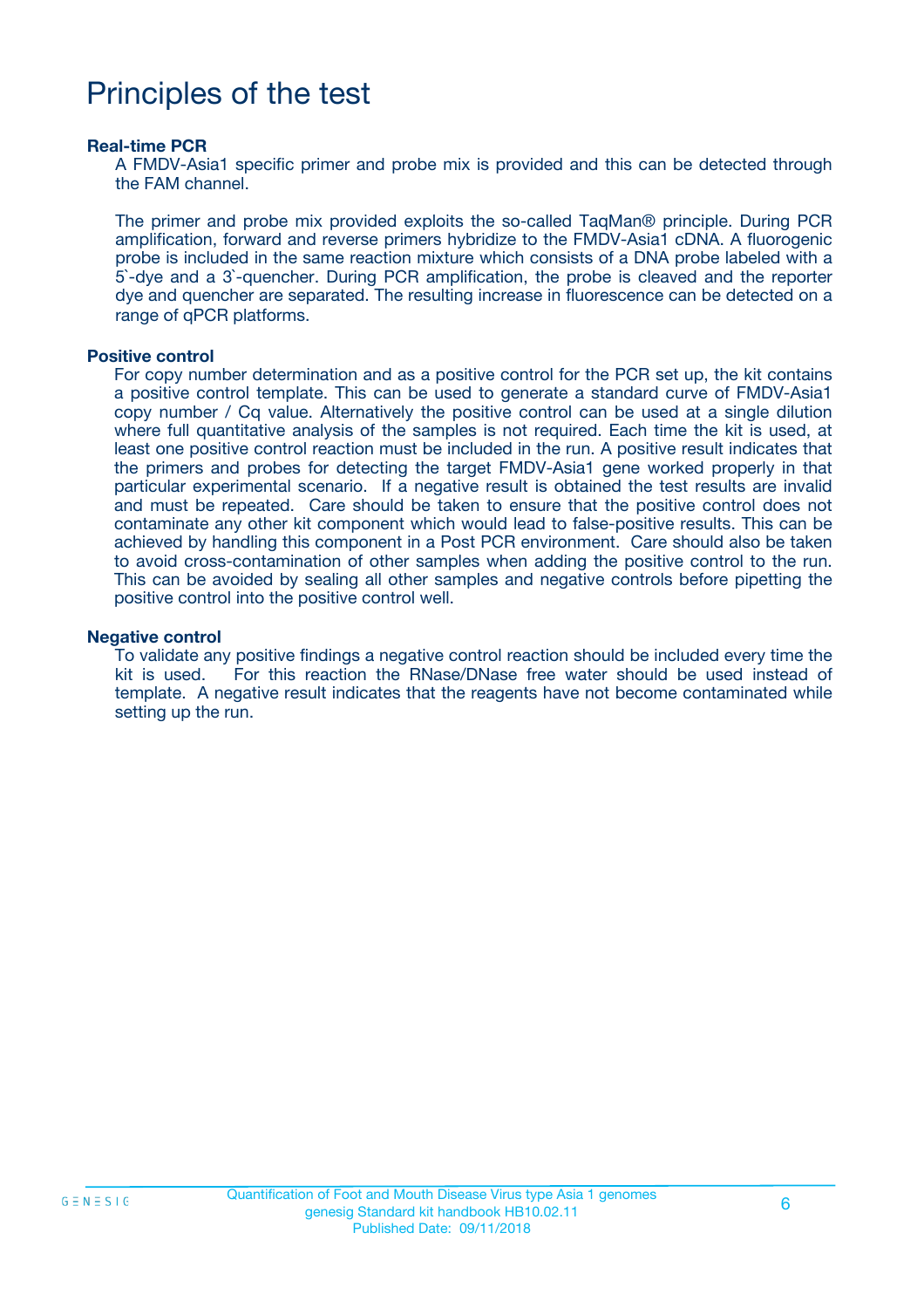# Principles of the test

**Real-time PCR**

A FMDV-Asia1 specific primer and probe mix is provided and this can be detected through the FAM channel.

The primer and probe mix provided exploits the so-called TaqMan® principle. During PCR amplification, forward and reverse primers hybridize to the FMDV-Asia1 cDNA. A fluorogenic probe is included in the same reaction mixture which consists of a DNA probe labeled with a 5`-dye and a 3`-quencher. During PCR amplification, the probe is cleaved and the reporter dye and quencher are separated. The resulting increase in fluorescence can be detected on a range of qPCR platforms.

**Positive control**

For copy number determination and as a positive control for the PCR set up, the kit contains a positive control template. This can be used to generate a standard curve of FMDV-Asia1 copy number / Cq value. Alternatively the positive control can be used at a single dilution where full quantitative analysis of the samples is not required. Each time the kit is used, at least one positive control reaction must be included in the run. A positive result indicates that the primers and probes for detecting the target FMDV-Asia1 gene worked properly in that particular experimental scenario. If a negative result is obtained the test results are invalid and must be repeated. Care should be taken to ensure that the positive control does not contaminate any other kit component which would lead to false-positive results. This can be achieved by handling this component in a Post PCR environment. Care should also be taken to avoid cross-contamination of other samples when adding the positive control to the run. This can be avoided by sealing all other samples and negative controls before pipetting the positive control into the positive control well.

**Negative control**

To validate any positive findings a negative control reaction should be included every time the kit is used. For this reaction the RNase/DNase free water should be used instead of template. A negative result indicates that the reagents have not become contaminated while setting up the run.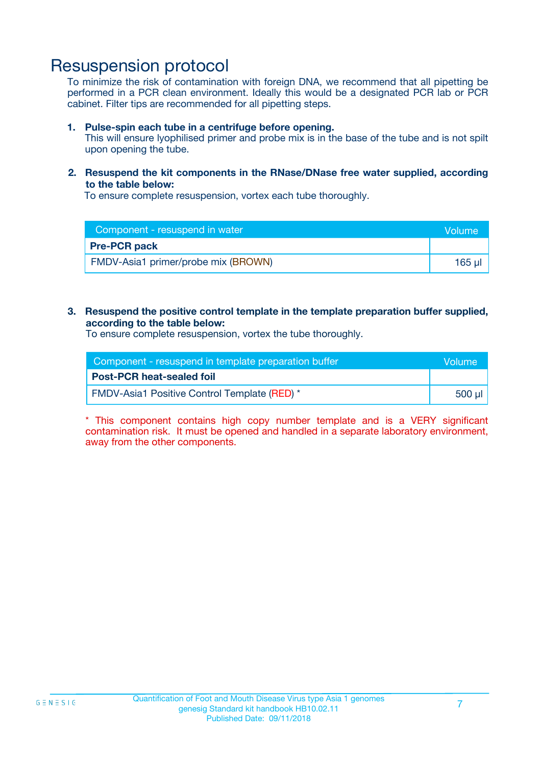# Resuspension protocol

To minimize the risk of contamination with foreign DNA, we recommend that all pipetting be performed in a PCR clean environment. Ideally this would be a designated PCR lab or PCR cabinet. Filter tips are recommended for all pipetting steps.

1. **Pulse-spin each tube in a centrifuge before opening.**
   This will ensure lyophilised primer and probe mix is in the base of the tube and is not spilt upon opening the tube.

2. **Resuspend the kit components in the RNase/DNase free water supplied, according to the table below:**
   To ensure complete resuspension, vortex each tube thoroughly.

| Component - resuspend in water | Volume |
|---|---|
| **Pre-PCR pack** | |
| FMDV-Asia1 primer/probe mix (BROWN) | 165 µl |

3. **Resuspend the positive control template in the template preparation buffer supplied, according to the table below:**
   To ensure complete resuspension, vortex the tube thoroughly.

| Component - resuspend in template preparation buffer | Volume |
|---|---|
| **Post-PCR heat-sealed foil** | |
| FMDV-Asia1 Positive Control Template (RED) * | 500 µl |

* This component contains high copy number template and is a VERY significant contamination risk. It must be opened and handled in a separate laboratory environment, away from the other components.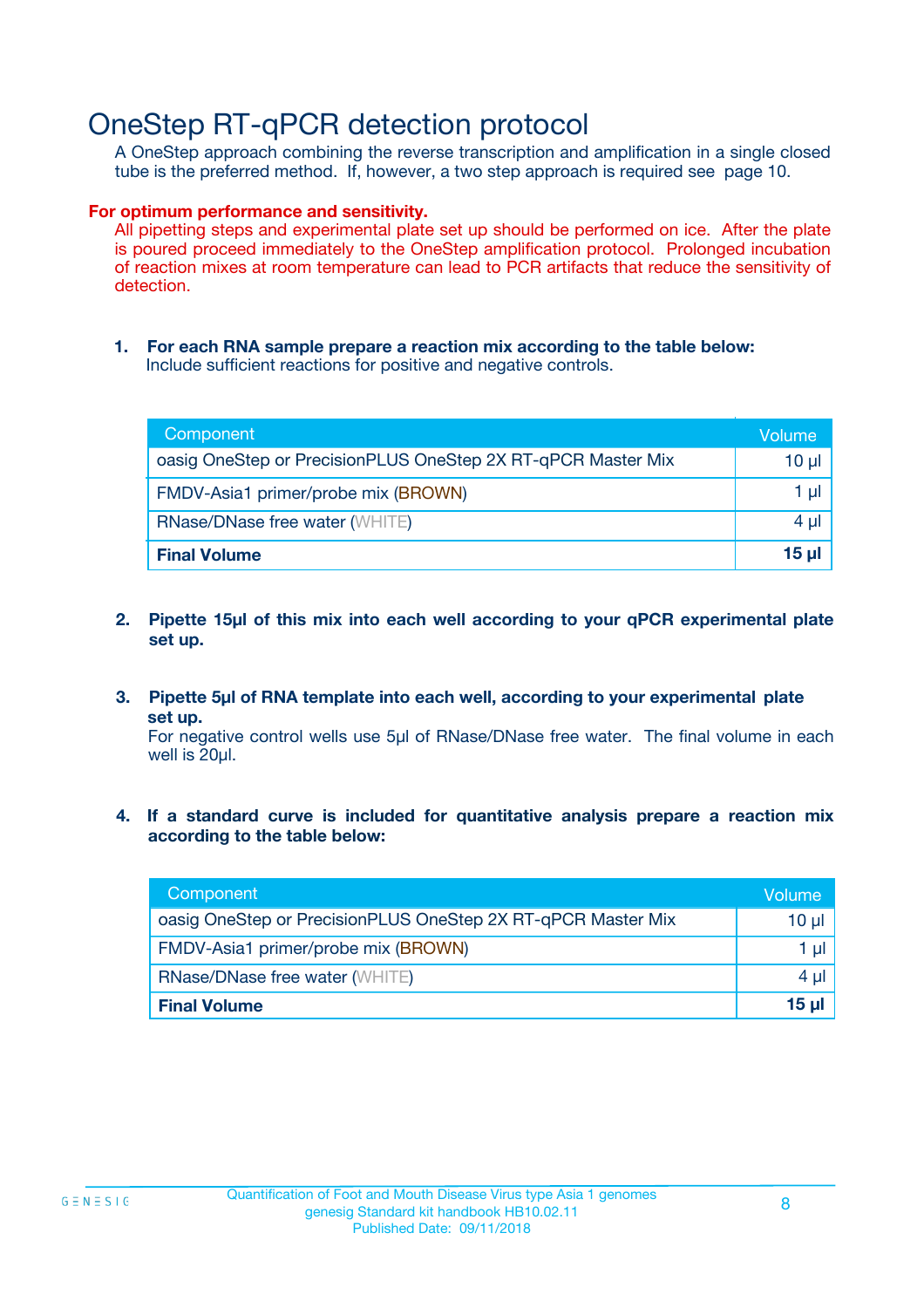# OneStep RT-qPCR detection protocol

A OneStep approach combining the reverse transcription and amplification in a single closed tube is the preferred method. If, however, a two step approach is required see page 10.

**For optimum performance and sensitivity.**

All pipetting steps and experimental plate set up should be performed on ice. After the plate is poured proceed immediately to the OneStep amplification protocol. Prolonged incubation of reaction mixes at room temperature can lead to PCR artifacts that reduce the sensitivity of detection.

1. **For each RNA sample prepare a reaction mix according to the table below:**
   Include sufficient reactions for positive and negative controls.

| Component | Volume |
|---|---|
| oasig OneStep or PrecisionPLUS OneStep 2X RT-qPCR Master Mix | 10 µl |
| FMDV-Asia1 primer/probe mix (BROWN) | 1 µl |
| RNase/DNase free water (WHITE) | 4 µl |
| **Final Volume** | **15 µl** |

2. **Pipette 15µl of this mix into each well according to your qPCR experimental plate set up.**

3. **Pipette 5µl of RNA template into each well, according to your experimental plate set up.**
   For negative control wells use 5µl of RNase/DNase free water. The final volume in each well is 20µl.

4. **If a standard curve is included for quantitative analysis prepare a reaction mix according to the table below:**

| Component | Volume |
|---|---|
| oasig OneStep or PrecisionPLUS OneStep 2X RT-qPCR Master Mix | 10 µl |
| FMDV-Asia1 primer/probe mix (BROWN) | 1 µl |
| RNase/DNase free water (WHITE) | 4 µl |
| **Final Volume** | **15 µl** |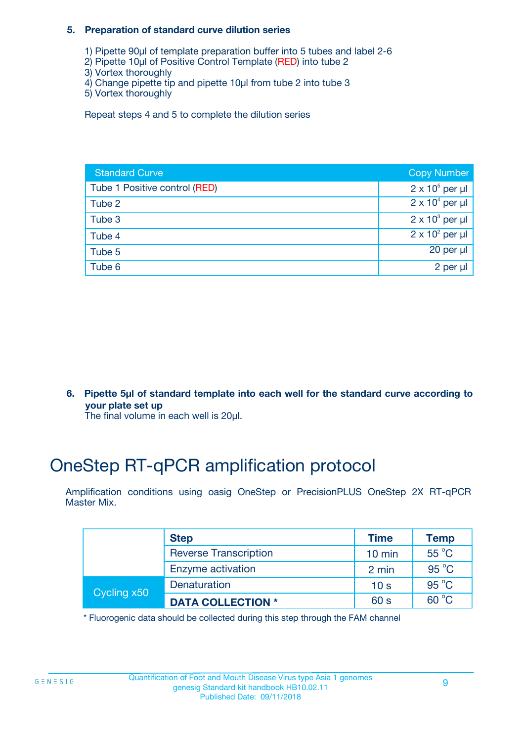### 5. Preparation of standard curve dilution series

1) Pipette 90µl of template preparation buffer into 5 tubes and label 2-6
2) Pipette 10µl of Positive Control Template (RED) into tube 2
3) Vortex thoroughly
4) Change pipette tip and pipette 10µl from tube 2 into tube 3
5) Vortex thoroughly

Repeat steps 4 and 5 to complete the dilution series

| Standard Curve | Copy Number |
|---|---|
| Tube 1 Positive control (RED) | $2 \times 10^5$ per µl |
| Tube 2 | $2 \times 10^4$ per µl |
| Tube 3 | $2 \times 10^3$ per µl |
| Tube 4 | $2 \times 10^2$ per µl |
| Tube 5 | 20 per µl |
| Tube 6 | 2 per µl |

### 6. Pipette 5µl of standard template into each well for the standard curve according to your plate set up

The final volume in each well is 20µl.

# OneStep RT-qPCR amplification protocol

Amplification conditions using oasig OneStep or PrecisionPLUS OneStep 2X RT-qPCR Master Mix.

| | Step | Time | Temp |
|---|---|---|---|
| | Reverse Transcription | 10 min | 55 °C |
| | Enzyme activation | 2 min | 95 °C |
| Cycling x50 | Denaturation | 10 s | 95 °C |
| | **DATA COLLECTION *** | 60 s | 60 °C |

* Fluorogenic data should be collected during this step through the FAM channel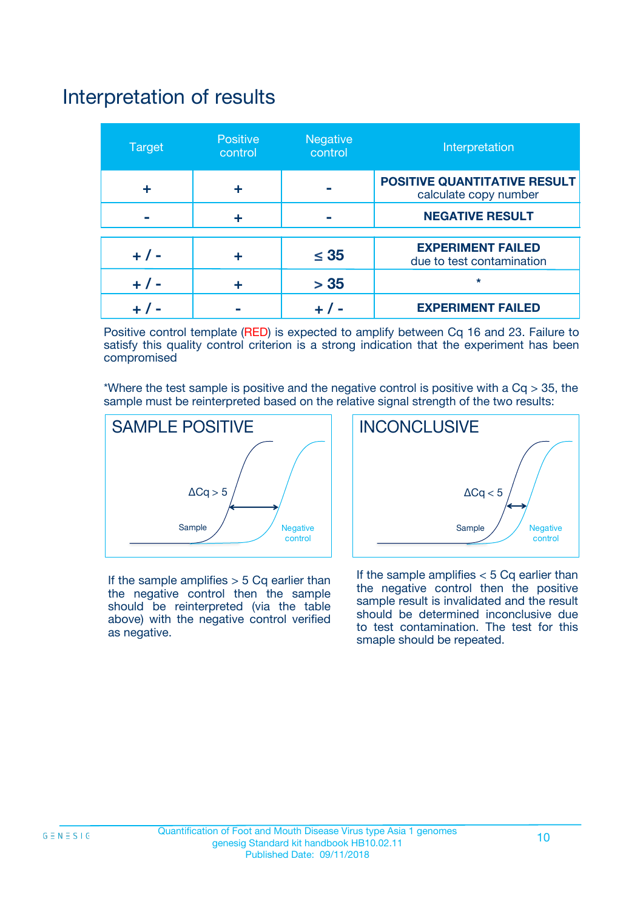# Interpretation of results

| Target | Positive control | Negative control | Interpretation |
|---|---|---|---|
| + | + | - | **POSITIVE QUANTITATIVE RESULT** calculate copy number |
| - | + | - | **NEGATIVE RESULT** |
| + / - | + | ≤ 35 | **EXPERIMENT FAILED** due to test contamination |
| + / - | + | > 35 | * |
| + / - | - | + / - | **EXPERIMENT FAILED** |

Positive control template (RED) is expected to amplify between Cq 16 and 23. Failure to satisfy this quality control criterion is a strong indication that the experiment has been compromised

*Where the test sample is positive and the negative control is positive with a Cq > 35, the sample must be reinterpreted based on the relative signal strength of the two results:

SAMPLE POSITIVE

ΔCq > 5

Sample

Negative control

If the sample amplifies > 5 Cq earlier than the negative control then the sample should be reinterpreted (via the table above) with the negative control verified as negative.

INCONCLUSIVE

ΔCq < 5

Sample

Negative control

If the sample amplifies < 5 Cq earlier than the negative control then the positive sample result is invalidated and the result should be determined inconclusive due to test contamination. The test for this smaple should be repeated.